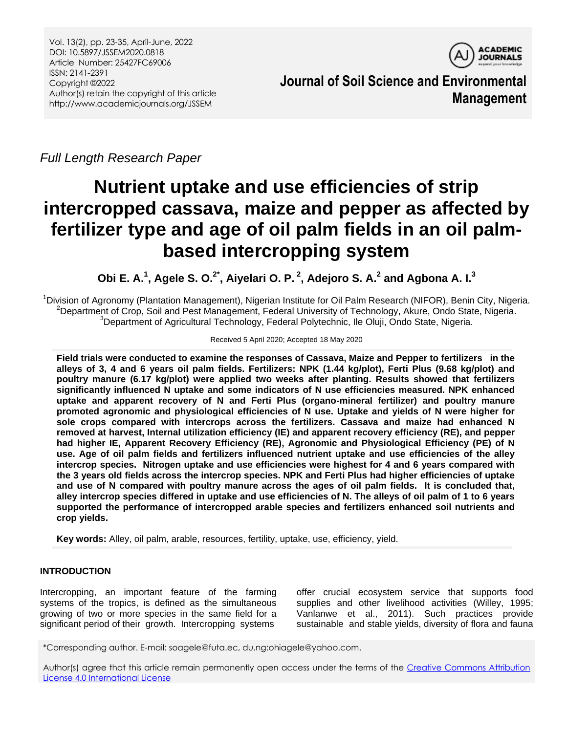Vol. 13(2), pp. 23-35, April-June, 2022
DOI: 10.5897/JSSEM2020.0818
Article Number: 25427FC69006
ISSN: 2141-2391
Copyright ©2022
Author(s) retain the copyright of this article
http://www.academicjournals.org/JSSEM

**Journal of Soil Science and Environmental Management**

*Full Length Research Paper*

# Nutrient uptake and use efficiencies of strip intercropped cassava, maize and pepper as affected by fertilizer type and age of oil palm fields in an oil palm-based intercropping system

**Obi E. A.[1], Agele S. O.[2*], Aiyelari O. P.[2], Adejoro S. A.[2] and Agbona A. I.[3]**

[1]Division of Agronomy (Plantation Management), Nigerian Institute for Oil Palm Research (NIFOR), Benin City, Nigeria.
[2]Department of Crop, Soil and Pest Management, Federal University of Technology, Akure, Ondo State, Nigeria.
[3]Department of Agricultural Technology, Federal Polytechnic, Ile Oluji, Ondo State, Nigeria.

Received 5 April 2020; Accepted 18 May 2020

**Field trials were conducted to examine the responses of Cassava, Maize and Pepper to fertilizers in the alleys of 3, 4 and 6 years oil palm fields. Fertilizers: NPK (1.44 kg/plot), Ferti Plus (9.68 kg/plot) and poultry manure (6.17 kg/plot) were applied two weeks after planting. Results showed that fertilizers significantly influenced N uptake and some indicators of N use efficiencies measured. NPK enhanced uptake and apparent recovery of N and Ferti Plus (organo-mineral fertilizer) and poultry manure promoted agronomic and physiological efficiencies of N use. Uptake and yields of N were higher for sole crops compared with intercrops across the fertilizers. Cassava and maize had enhanced N removed at harvest, Internal utilization efficiency (IE) and apparent recovery efficiency (RE), and pepper had higher IE, Apparent Recovery Efficiency (RE), Agronomic and Physiological Efficiency (PE) of N use. Age of oil palm fields and fertilizers influenced nutrient uptake and use efficiencies of the alley intercrop species. Nitrogen uptake and use efficiencies were highest for 4 and 6 years compared with the 3 years old fields across the intercrop species. NPK and Ferti Plus had higher efficiencies of uptake and use of N compared with poultry manure across the ages of oil palm fields. It is concluded that, alley intercrop species differed in uptake and use efficiencies of N. The alleys of oil palm of 1 to 6 years supported the performance of intercropped arable species and fertilizers enhanced soil nutrients and crop yields.**

**Key words:** Alley, oil palm, arable, resources, fertility, uptake, use, efficiency, yield.

## INTRODUCTION

Intercropping, an important feature of the farming systems of the tropics, is defined as the simultaneous growing of two or more species in the same field for a significant period of their growth. Intercropping systems offer crucial ecosystem service that supports food supplies and other livelihood activities (Willey, 1995; Vanlanwe et al., 2011). Such practices provide sustainable and stable yields, diversity of flora and fauna

*Corresponding author. E-mail: soagele@futa.ec, du.ng:ohiagele@yahoo.com.

Author(s) agree that this article remain permanently open access under the terms of the Creative Commons Attribution License 4.0 International License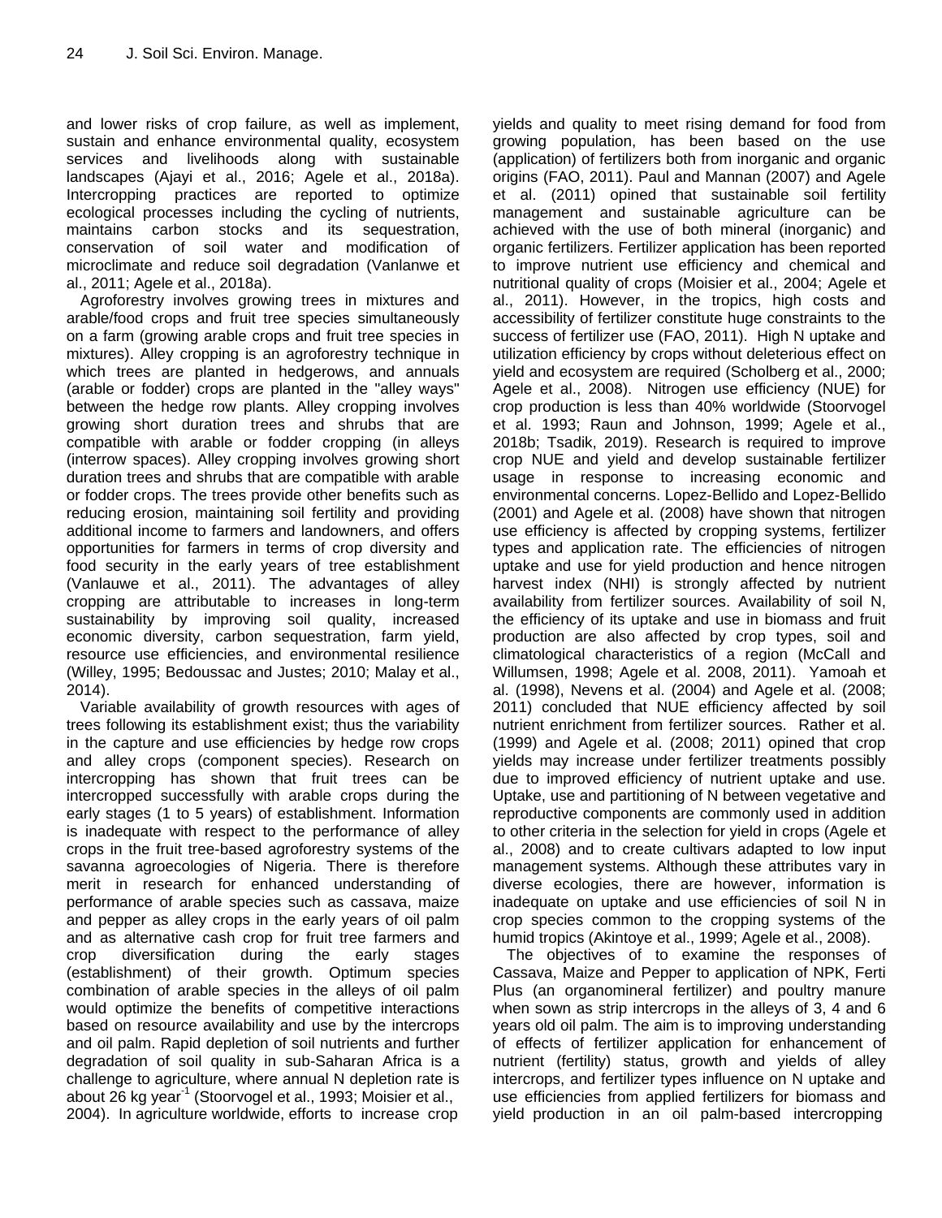and lower risks of crop failure, as well as implement, sustain and enhance environmental quality, ecosystem services and livelihoods along with sustainable landscapes (Ajayi et al., 2016; Agele et al., 2018a). Intercropping practices are reported to optimize ecological processes including the cycling of nutrients, maintains carbon stocks and its sequestration, conservation of soil water and modification of microclimate and reduce soil degradation (Vanlanwe et al., 2011; Agele et al., 2018a).

Agroforestry involves growing trees in mixtures and arable/food crops and fruit tree species simultaneously on a farm (growing arable crops and fruit tree species in mixtures). Alley cropping is an agroforestry technique in which trees are planted in hedgerows, and annuals (arable or fodder) crops are planted in the "alley ways" between the hedge row plants. Alley cropping involves growing short duration trees and shrubs that are compatible with arable or fodder cropping (in alleys (interrow spaces). Alley cropping involves growing short duration trees and shrubs that are compatible with arable or fodder crops. The trees provide other benefits such as reducing erosion, maintaining soil fertility and providing additional income to farmers and landowners, and offers opportunities for farmers in terms of crop diversity and food security in the early years of tree establishment (Vanlauwe et al., 2011). The advantages of alley cropping are attributable to increases in long-term sustainability by improving soil quality, increased economic diversity, carbon sequestration, farm yield, resource use efficiencies, and environmental resilience (Willey, 1995; Bedoussac and Justes; 2010; Malay et al., 2014).

Variable availability of growth resources with ages of trees following its establishment exist; thus the variability in the capture and use efficiencies by hedge row crops and alley crops (component species). Research on intercropping has shown that fruit trees can be intercropped successfully with arable crops during the early stages (1 to 5 years) of establishment. Information is inadequate with respect to the performance of alley crops in the fruit tree-based agroforestry systems of the savanna agroecologies of Nigeria. There is therefore merit in research for enhanced understanding of performance of arable species such as cassava, maize and pepper as alley crops in the early years of oil palm and as alternative cash crop for fruit tree farmers and crop diversification during the early stages (establishment) of their growth. Optimum species combination of arable species in the alleys of oil palm would optimize the benefits of competitive interactions based on resource availability and use by the intercrops and oil palm. Rapid depletion of soil nutrients and further degradation of soil quality in sub-Saharan Africa is a challenge to agriculture, where annual N depletion rate is about 26 kg year$^{-1}$ (Stoorvogel et al., 1993; Moisier et al., 2004). In agriculture worldwide, efforts to increase crop yields and quality to meet rising demand for food from growing population, has been based on the use (application) of fertilizers both from inorganic and organic origins (FAO, 2011). Paul and Mannan (2007) and Agele et al. (2011) opined that sustainable soil fertility management and sustainable agriculture can be achieved with the use of both mineral (inorganic) and organic fertilizers. Fertilizer application has been reported to improve nutrient use efficiency and chemical and nutritional quality of crops (Moisier et al., 2004; Agele et al., 2011). However, in the tropics, high costs and accessibility of fertilizer constitute huge constraints to the success of fertilizer use (FAO, 2011). High N uptake and utilization efficiency by crops without deleterious effect on yield and ecosystem are required (Scholberg et al., 2000; Agele et al., 2008). Nitrogen use efficiency (NUE) for crop production is less than 40% worldwide (Stoorvogel et al. 1993; Raun and Johnson, 1999; Agele et al., 2018b; Tsadik, 2019). Research is required to improve crop NUE and yield and develop sustainable fertilizer usage in response to increasing economic and environmental concerns. Lopez-Bellido and Lopez-Bellido (2001) and Agele et al. (2008) have shown that nitrogen use efficiency is affected by cropping systems, fertilizer types and application rate. The efficiencies of nitrogen uptake and use for yield production and hence nitrogen harvest index (NHI) is strongly affected by nutrient availability from fertilizer sources. Availability of soil N, the efficiency of its uptake and use in biomass and fruit production are also affected by crop types, soil and climatological characteristics of a region (McCall and Willumsen, 1998; Agele et al. 2008, 2011). Yamoah et al. (1998), Nevens et al. (2004) and Agele et al. (2008; 2011) concluded that NUE efficiency affected by soil nutrient enrichment from fertilizer sources. Rather et al. (1999) and Agele et al. (2008; 2011) opined that crop yields may increase under fertilizer treatments possibly due to improved efficiency of nutrient uptake and use. Uptake, use and partitioning of N between vegetative and reproductive components are commonly used in addition to other criteria in the selection for yield in crops (Agele et al., 2008) and to create cultivars adapted to low input management systems. Although these attributes vary in diverse ecologies, there are however, information is inadequate on uptake and use efficiencies of soil N in crop species common to the cropping systems of the humid tropics (Akintoye et al., 1999; Agele et al., 2008).

The objectives of to examine the responses of Cassava, Maize and Pepper to application of NPK, Ferti Plus (an organomineral fertilizer) and poultry manure when sown as strip intercrops in the alleys of 3, 4 and 6 years old oil palm. The aim is to improving understanding of effects of fertilizer application for enhancement of nutrient (fertility) status, growth and yields of alley intercrops, and fertilizer types influence on N uptake and use efficiencies from applied fertilizers for biomass and yield production in an oil palm-based intercropping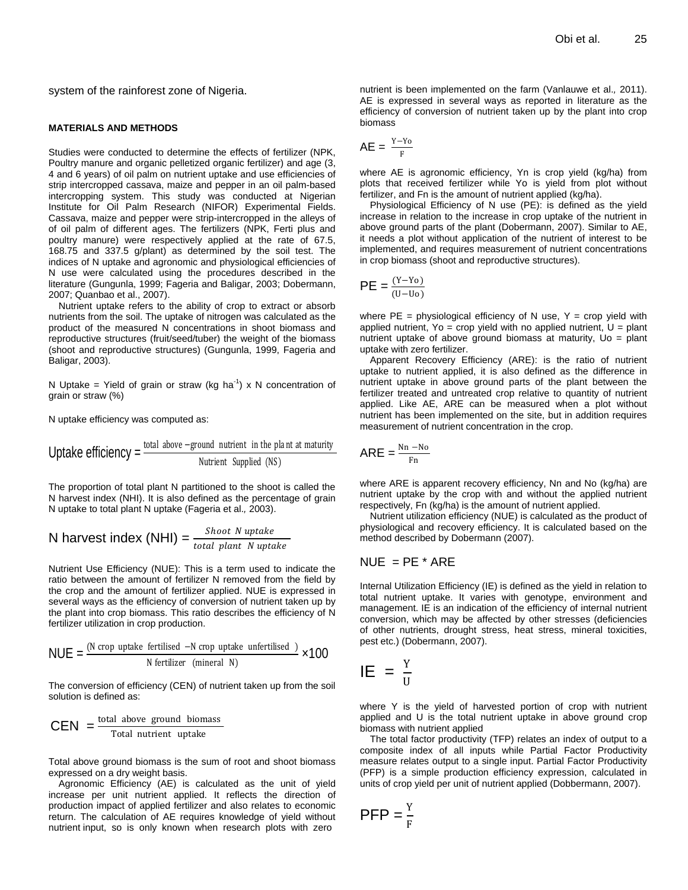system of the rainforest zone of Nigeria.

## MATERIALS AND METHODS

Studies were conducted to determine the effects of fertilizer (NPK, Poultry manure and organic pelletized organic fertilizer) and age (3, 4 and 6 years) of oil palm on nutrient uptake and use efficiencies of strip intercropped cassava, maize and pepper in an oil palm-based intercropping system. This study was conducted at Nigerian Institute for Oil Palm Research (NIFOR) Experimental Fields. Cassava, maize and pepper were strip-intercropped in the alleys of of oil palm of different ages. The fertilizers (NPK, Ferti plus and poultry manure) were respectively applied at the rate of 67.5, 168.75 and 337.5 g/plant) as determined by the soil test. The indices of N uptake and agronomic and physiological efficiencies of N use were calculated using the procedures described in the literature (Gungunla, 1999; Fageria and Baligar, 2003; Dobermann, 2007; Quanbao et al., 2007).

Nutrient uptake refers to the ability of crop to extract or absorb nutrients from the soil. The uptake of nitrogen was calculated as the product of the measured N concentrations in shoot biomass and reproductive structures (fruit/seed/tuber) the weight of the biomass (shoot and reproductive structures) (Gungunla, 1999, Fageria and Baligar, 2003).

N Uptake = Yield of grain or straw (kg $ha^{-1}$) x N concentration of grain or straw (%)

N uptake efficiency was computed as:

$$\text{Uptake efficiency} = \frac{\text{total above}-\text{ground nutrient in the plant at maturity}}{\text{Nutrient Supplied (NS)}}$$

The proportion of total plant N partitioned to the shoot is called the N harvest index (NHI). It is also defined as the percentage of grain N uptake to total plant N uptake (Fageria et al., 2003).

$$\text{N harvest index (NHI)} = \frac{\textit{Shoot N uptake}}{\textit{total plant N uptake}}$$

Nutrient Use Efficiency (NUE): This is a term used to indicate the ratio between the amount of fertilizer N removed from the field by the crop and the amount of fertilizer applied. NUE is expressed in several ways as the efficiency of conversion of nutrient taken up by the plant into crop biomass. This ratio describes the efficiency of N fertilizer utilization in crop production.

$$\text{NUE} = \frac{(\text{N crop uptake fertilised} - \text{N crop uptake unfertilised})}{\text{N fertilizer (mineral N)}} \times 100$$

The conversion of efficiency (CEN) of nutrient taken up from the soil solution is defined as:

$$\text{CEN} = \frac{\text{total above ground biomass}}{\text{Total nutrient uptake}}$$

Total above ground biomass is the sum of root and shoot biomass expressed on a dry weight basis.

Agronomic Efficiency (AE) is calculated as the unit of yield increase per unit nutrient applied. It reflects the direction of production impact of applied fertilizer and also relates to economic return. The calculation of AE requires knowledge of yield without nutrient input, so is only known when research plots with zero nutrient is been implemented on the farm (Vanlauwe et al., 2011). AE is expressed in several ways as reported in literature as the efficiency of conversion of nutrient taken up by the plant into crop biomass

$$\text{AE} = \frac{\text{Y}-\text{Yo}}{\text{F}}$$

where AE is agronomic efficiency, Yn is crop yield (kg/ha) from plots that received fertilizer while Yo is yield from plot without fertilizer, and Fn is the amount of nutrient applied (kg/ha).

Physiological Efficiency of N use (PE): is defined as the yield increase in relation to the increase in crop uptake of the nutrient in above ground parts of the plant (Dobermann, 2007). Similar to AE, it needs a plot without application of the nutrient of interest to be implemented, and requires measurement of nutrient concentrations in crop biomass (shoot and reproductive structures).

$$\text{PE} = \frac{(\text{Y}-\text{Yo})}{(\text{U}-\text{Uo})}$$

where PE = physiological efficiency of N use, Y = crop yield with applied nutrient, Yo = crop yield with no applied nutrient, U = plant nutrient uptake of above ground biomass at maturity, Uo = plant uptake with zero fertilizer.

Apparent Recovery Efficiency (ARE): is the ratio of nutrient uptake to nutrient applied, it is also defined as the difference in nutrient uptake in above ground parts of the plant between the fertilizer treated and untreated crop relative to quantity of nutrient applied. Like AE, ARE can be measured when a plot without nutrient has been implemented on the site, but in addition requires measurement of nutrient concentration in the crop.

$$\text{ARE} = \frac{\text{Nn} - \text{No}}{\text{Fn}}$$

where ARE is apparent recovery efficiency, Nn and No (kg/ha) are nutrient uptake by the crop with and without the applied nutrient respectively, Fn (kg/ha) is the amount of nutrient applied.

Nutrient utilization efficiency (NUE) is calculated as the product of physiological and recovery efficiency. It is calculated based on the method described by Dobermann (2007).

$$\text{NUE} = \text{PE} * \text{ARE}$$

Internal Utilization Efficiency (IE) is defined as the yield in relation to total nutrient uptake. It varies with genotype, environment and management. IE is an indication of the efficiency of internal nutrient conversion, which may be affected by other stresses (deficiencies of other nutrients, drought stress, heat stress, mineral toxicities, pest etc.) (Dobermann, 2007).

$$\text{IE} = \frac{\text{Y}}{\text{U}}$$

where Y is the yield of harvested portion of crop with nutrient applied and U is the total nutrient uptake in above ground crop biomass with nutrient applied

The total factor productivity (TFP) relates an index of output to a composite index of all inputs while Partial Factor Productivity measure relates output to a single input. Partial Factor Productivity (PFP) is a simple production efficiency expression, calculated in units of crop yield per unit of nutrient applied (Dobbermann, 2007).

$$\text{PFP} = \frac{\text{Y}}{\text{F}}$$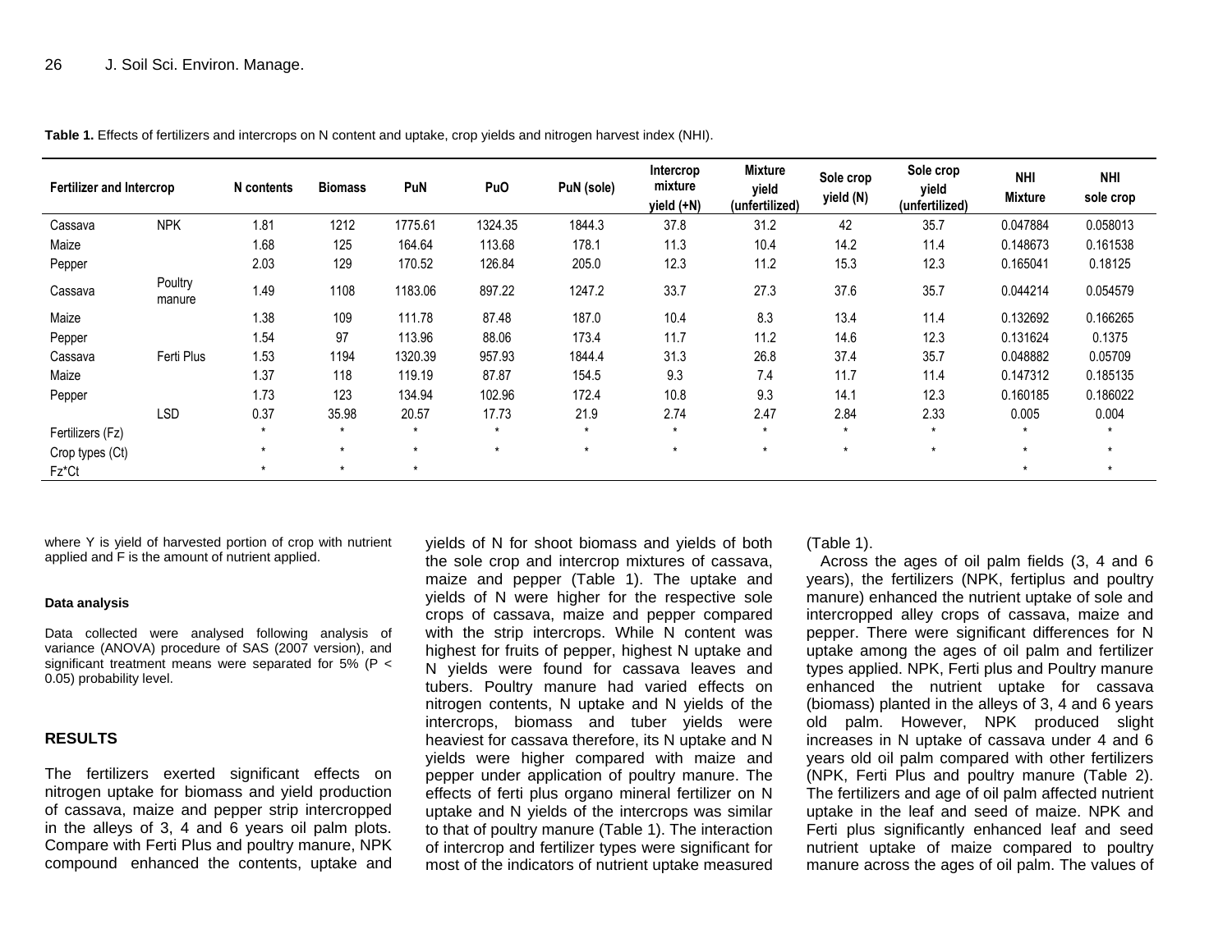**Table 1.** Effects of fertilizers and intercrops on N content and uptake, crop yields and nitrogen harvest index (NHI).

| Fertilizer and Intercrop | | N contents | Biomass | PuN | PuO | PuN (sole) | Intercrop mixture yield (+N) | Mixture yield (unfertilized) | Sole crop yield (N) | Sole crop yield (unfertilized) | NHI Mixture | NHI sole crop |
|---|---|---|---|---|---|---|---|---|---|---|---|---|
| Cassava | NPK | 1.81 | 1212 | 1775.61 | 1324.35 | 1844.3 | 37.8 | 31.2 | 42 | 35.7 | 0.047884 | 0.058013 |
| Maize | | 1.68 | 125 | 164.64 | 113.68 | 178.1 | 11.3 | 10.4 | 14.2 | 11.4 | 0.148673 | 0.161538 |
| Pepper | | 2.03 | 129 | 170.52 | 126.84 | 205.0 | 12.3 | 11.2 | 15.3 | 12.3 | 0.165041 | 0.18125 |
| Cassava | Poultry manure | 1.49 | 1108 | 1183.06 | 897.22 | 1247.2 | 33.7 | 27.3 | 37.6 | 35.7 | 0.044214 | 0.054579 |
| Maize | | 1.38 | 109 | 111.78 | 87.48 | 187.0 | 10.4 | 8.3 | 13.4 | 11.4 | 0.132692 | 0.166265 |
| Pepper | | 1.54 | 97 | 113.96 | 88.06 | 173.4 | 11.7 | 11.2 | 14.6 | 12.3 | 0.131624 | 0.1375 |
| Cassava | Ferti Plus | 1.53 | 1194 | 1320.39 | 957.93 | 1844.4 | 31.3 | 26.8 | 37.4 | 35.7 | 0.048882 | 0.05709 |
| Maize | | 1.37 | 118 | 119.19 | 87.87 | 154.5 | 9.3 | 7.4 | 11.7 | 11.4 | 0.147312 | 0.185135 |
| Pepper | | 1.73 | 123 | 134.94 | 102.96 | 172.4 | 10.8 | 9.3 | 14.1 | 12.3 | 0.160185 | 0.186022 |
| | LSD | 0.37 | 35.98 | 20.57 | 17.73 | 21.9 | 2.74 | 2.47 | 2.84 | 2.33 | 0.005 | 0.004 |
| Fertilizers (Fz) | | * | * | * | * | * | * | * | * | * | * | * |
| Crop types (Ct) | | * | * | * | * | * | * | * | * | * | * | * |
| Fz*Ct | | * | * | * | | | | | | | * | * |

where Y is yield of harvested portion of crop with nutrient applied and F is the amount of nutrient applied.

#### Data analysis

Data collected were analysed following analysis of variance (ANOVA) procedure of SAS (2007 version), and significant treatment means were separated for 5% ($P < 0.05$) probability level.

## RESULTS

The fertilizers exerted significant effects on nitrogen uptake for biomass and yield production of cassava, maize and pepper strip intercropped in the alleys of 3, 4 and 6 years oil palm plots. Compare with Ferti Plus and poultry manure, NPK compound enhanced the contents, uptake and yields of N for shoot biomass and yields of both the sole crop and intercrop mixtures of cassava, maize and pepper (Table 1). The uptake and yields of N were higher for the respective sole crops of cassava, maize and pepper compared with the strip intercrops. While N content was highest for fruits of pepper, highest N uptake and N yields were found for cassava leaves and tubers. Poultry manure had varied effects on nitrogen contents, N uptake and N yields of the intercrops, biomass and tuber yields were heaviest for cassava therefore, its N uptake and N yields were higher compared with maize and pepper under application of poultry manure. The effects of ferti plus organo mineral fertilizer on N uptake and N yields of the intercrops was similar to that of poultry manure (Table 1). The interaction of intercrop and fertilizer types were significant for most of the indicators of nutrient uptake measured (Table 1).

Across the ages of oil palm fields (3, 4 and 6 years), the fertilizers (NPK, fertiplus and poultry manure) enhanced the nutrient uptake of sole and intercropped alley crops of cassava, maize and pepper. There were significant differences for N uptake among the ages of oil palm and fertilizer types applied. NPK, Ferti plus and Poultry manure enhanced the nutrient uptake for cassava (biomass) planted in the alleys of 3, 4 and 6 years old palm. However, NPK produced slight increases in N uptake of cassava under 4 and 6 years old oil palm compared with other fertilizers (NPK, Ferti Plus and poultry manure (Table 2). The fertilizers and age of oil palm affected nutrient uptake in the leaf and seed of maize. NPK and Ferti plus significantly enhanced leaf and seed nutrient uptake of maize compared to poultry manure across the ages of oil palm. The values of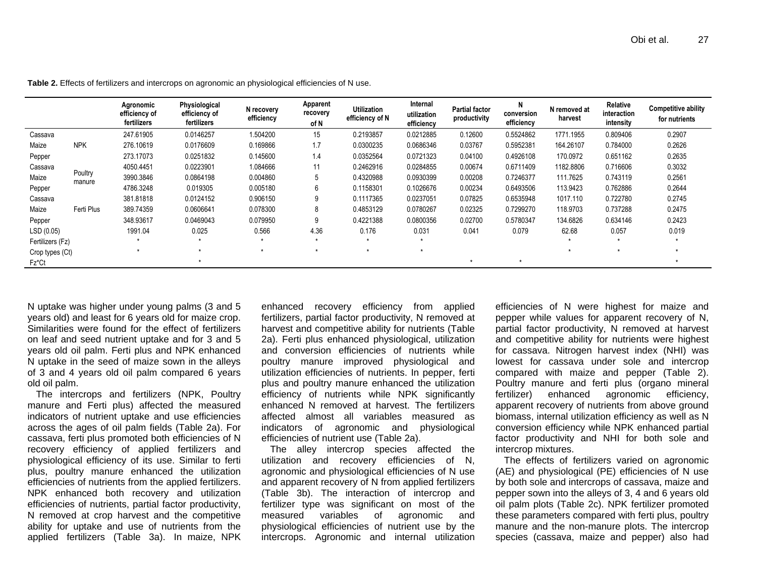**Table 2.** Effects of fertilizers and intercrops on agronomic an physiological efficiencies of N use.

| | | Agronomic efficiency of fertilizers | Physiological efficiency of fertilizers | N recovery efficiency | Apparent recovery of N | Utilization efficiency of N | Internal utilization efficiency | Partial factor productivity | N conversion efficiency | N removed at harvest | Relative interaction intensity | Competitive ability for nutrients |
|---|---|---|---|---|---|---|---|---|---|---|---|---|
| Cassava | NPK | 247.61905 | 0.0146257 | 1.504200 | 15 | 0.2193857 | 0.0212885 | 0.12600 | 0.5524862 | 1771.1955 | 0.809406 | 0.2907 |
| Maize | | 276.10619 | 0.0176609 | 0.169866 | 1.7 | 0.0300235 | 0.0686346 | 0.03767 | 0.5952381 | 164.26107 | 0.784000 | 0.2626 |
| Pepper | | 273.17073 | 0.0251832 | 0.145600 | 1.4 | 0.0352564 | 0.0721323 | 0.04100 | 0.4926108 | 170.0972 | 0.651162 | 0.2635 |
| Cassava | Poultry manure | 4050.4451 | 0.0223901 | 1.084666 | 11 | 0.2462916 | 0.0284855 | 0.00674 | 0.6711409 | 1182.8806 | 0.716606 | 0.3032 |
| Maize | | 3990.3846 | 0.0864198 | 0.004860 | 5 | 0.4320988 | 0.0930399 | 0.00208 | 0.7246377 | 111.7625 | 0.743119 | 0.2561 |
| Pepper | | 4786.3248 | 0.019305 | 0.005180 | 6 | 0.1158301 | 0.1026676 | 0.00234 | 0.6493506 | 113.9423 | 0.762886 | 0.2644 |
| Cassava | Ferti Plus | 381.81818 | 0.0124152 | 0.906150 | 9 | 0.1117365 | 0.0237051 | 0.07825 | 0.6535948 | 1017.110 | 0.722780 | 0.2745 |
| Maize | | 389.74359 | 0.0606641 | 0.078300 | 8 | 0.4853129 | 0.0780267 | 0.02325 | 0.7299270 | 118.9703 | 0.737288 | 0.2475 |
| Pepper | | 348.93617 | 0.0469043 | 0.079950 | 9 | 0.4221388 | 0.0800356 | 0.02700 | 0.5780347 | 134.6826 | 0.634146 | 0.2423 |
| LSD (0.05) | | 1991.04 | 0.025 | 0.566 | 4.36 | 0.176 | 0.031 | 0.041 | 0.079 | 62.68 | 0.057 | 0.019 |
| Fertilizers (Fz) | | * | * | * | * | * | * | | | * | * | * |
| Crop types (Ct) | | * | * | * | * | * | * | | | * | * | * |
| Fz*Ct | | | * | | | | | * | * | | | * |

N uptake was higher under young palms (3 and 5 years old) and least for 6 years old for maize crop. Similarities were found for the effect of fertilizers on leaf and seed nutrient uptake and for 3 and 5 years old oil palm. Ferti plus and NPK enhanced N uptake in the seed of maize sown in the alleys of 3 and 4 years old oil palm compared 6 years old oil palm.

The intercrops and fertilizers (NPK, Poultry manure and Ferti plus) affected the measured indicators of nutrient uptake and use efficiencies across the ages of oil palm fields (Table 2a). For cassava, ferti plus promoted both efficiencies of N recovery efficiency of applied fertilizers and physiological efficiency of its use. Similar to ferti plus, poultry manure enhanced the utilization efficiencies of nutrients from the applied fertilizers. NPK enhanced both recovery and utilization efficiencies of nutrients, partial factor productivity, N removed at crop harvest and the competitive ability for uptake and use of nutrients from the applied fertilizers (Table 3a). In maize, NPK enhanced recovery efficiency from applied fertilizers, partial factor productivity, N removed at harvest and competitive ability for nutrients (Table 2a). Ferti plus enhanced physiological, utilization and conversion efficiencies of nutrients while poultry manure improved physiological and utilization efficiencies of nutrients. In pepper, ferti plus and poultry manure enhanced the utilization efficiency of nutrients while NPK significantly enhanced N removed at harvest. The fertilizers affected almost all variables measured as indicators of agronomic and physiological efficiencies of nutrient use (Table 2a).

The alley intercrop species affected the utilization and recovery efficiencies of N, agronomic and physiological efficiencies of N use and apparent recovery of N from applied fertilizers (Table 3b). The interaction of intercrop and fertilizer type was significant on most of the measured variables of agronomic and physiological efficiencies of nutrient use by the intercrops. Agronomic and internal utilization efficiencies of N were highest for maize and pepper while values for apparent recovery of N, partial factor productivity, N removed at harvest and competitive ability for nutrients were highest for cassava. Nitrogen harvest index (NHI) was lowest for cassava under sole and intercrop compared with maize and pepper (Table 2). Poultry manure and ferti plus (organo mineral fertilizer) enhanced agronomic efficiency, apparent recovery of nutrients from above ground biomass, internal utilization efficiency as well as N conversion efficiency while NPK enhanced partial factor productivity and NHI for both sole and intercrop mixtures.

The effects of fertilizers varied on agronomic (AE) and physiological (PE) efficiencies of N use by both sole and intercrops of cassava, maize and pepper sown into the alleys of 3, 4 and 6 years old oil palm plots (Table 2c). NPK fertilizer promoted these parameters compared with ferti plus, poultry manure and the non-manure plots. The intercrop species (cassava, maize and pepper) also had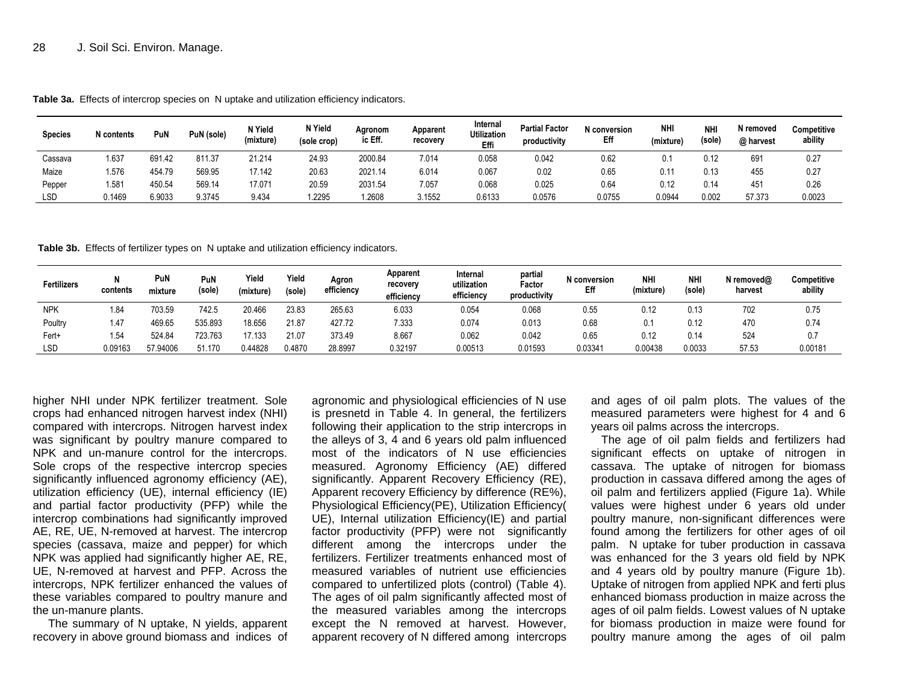**Table 3a.** Effects of intercrop species on N uptake and utilization efficiency indicators.

| Species | N contents | PuN | PuN (sole) | N Yield (mixture) | N Yield (sole crop) | Agronomic Eff. | Apparent recovery | Internal Utilization Effi | Partial Factor productivity | N conversion Eff | NHI (mixture) | NHI (sole) | N removed @ harvest | Competitive ability |
|---|---|---|---|---|---|---|---|---|---|---|---|---|---|---|
| Cassava | 1.637 | 691.42 | 811.37 | 21.214 | 24.93 | 2000.84 | 7.014 | 0.058 | 0.042 | 0.62 | 0.1 | 0.12 | 691 | 0.27 |
| Maize | 1.576 | 454.79 | 569.95 | 17.142 | 20.63 | 2021.14 | 6.014 | 0.067 | 0.02 | 0.65 | 0.11 | 0.13 | 455 | 0.27 |
| Pepper | 1.581 | 450.54 | 569.14 | 17.071 | 20.59 | 2031.54 | 7.057 | 0.068 | 0.025 | 0.64 | 0.12 | 0.14 | 451 | 0.26 |
| LSD | 0.1469 | 6.9033 | 9.3745 | 9.434 | 1.2295 | 1.2608 | 3.1552 | 0.6133 | 0.0576 | 0.0755 | 0.0944 | 0.002 | 57.373 | 0.0023 |

**Table 3b.** Effects of fertilizer types on N uptake and utilization efficiency indicators.

| Fertilizers | N contents | PuN mixture | PuN (sole) | Yield (mixture) | Yield (sole) | Agron efficiency | Apparent recovery efficiency | Internal utilization efficiency | partial Factor productivity | N conversion Eff | NHI (mixture) | NHI (sole) | N removed@ harvest | Competitive ability |
|---|---|---|---|---|---|---|---|---|---|---|---|---|---|---|
| NPK | 1.84 | 703.59 | 742.5 | 20.466 | 23.83 | 265.63 | 6.033 | 0.054 | 0.068 | 0.55 | 0.12 | 0.13 | 702 | 0.75 |
| Poultry | 1.47 | 469.65 | 535.893 | 18.656 | 21.87 | 427.72 | 7.333 | 0.074 | 0.013 | 0.68 | 0.1 | 0.12 | 470 | 0.74 |
| Fert+ | 1.54 | 524.84 | 723.763 | 17.133 | 21.07 | 373.49 | 8.667 | 0.062 | 0.042 | 0.65 | 0.12 | 0.14 | 524 | 0.7 |
| LSD | 0.09163 | 57.94006 | 51.170 | 0.44828 | 0.4870 | 28.8997 | 0.32197 | 0.00513 | 0.01593 | 0.03341 | 0.00438 | 0.0033 | 57.53 | 0.00181 |

higher NHI under NPK fertilizer treatment. Sole crops had enhanced nitrogen harvest index (NHI) compared with intercrops. Nitrogen harvest index was significant by poultry manure compared to NPK and un-manure control for the intercrops. Sole crops of the respective intercrop species significantly influenced agronomy efficiency (AE), utilization efficiency (UE), internal efficiency (IE) and partial factor productivity (PFP) while the intercrop combinations had significantly improved AE, RE, UE, N-removed at harvest. The intercrop species (cassava, maize and pepper) for which NPK was applied had significantly higher AE, RE, UE, N-removed at harvest and PFP. Across the intercrops, NPK fertilizer enhanced the values of these variables compared to poultry manure and the un-manure plants.

The summary of N uptake, N yields, apparent recovery in above ground biomass and indices of agronomic and physiological efficiencies of N use is presnetd in Table 4. In general, the fertilizers following their application to the strip intercrops in the alleys of 3, 4 and 6 years old palm influenced most of the indicators of N use efficiencies measured. Agronomy Efficiency (AE) differed significantly. Apparent Recovery Efficiency (RE), Apparent recovery Efficiency by difference (RE%), Physiological Efficiency(PE), Utilization Efficiency( UE), Internal utilization Efficiency(IE) and partial factor productivity (PFP) were not significantly different among the intercrops under the fertilizers. Fertilizer treatments enhanced most of measured variables of nutrient use efficiencies compared to unfertilized plots (control) (Table 4). The ages of oil palm significantly affected most of the measured variables among the intercrops except the N removed at harvest. However, apparent recovery of N differed among intercrops and ages of oil palm plots. The values of the measured parameters were highest for 4 and 6 years oil palms across the intercrops.

The age of oil palm fields and fertilizers had significant effects on uptake of nitrogen in cassava. The uptake of nitrogen for biomass production in cassava differed among the ages of oil palm and fertilizers applied (Figure 1a). While values were highest under 6 years old under poultry manure, non-significant differences were found among the fertilizers for other ages of oil palm. N uptake for tuber production in cassava was enhanced for the 3 years old field by NPK and 4 years old by poultry manure (Figure 1b). Uptake of nitrogen from applied NPK and ferti plus enhanced biomass production in maize across the ages of oil palm fields. Lowest values of N uptake for biomass production in maize were found for poultry manure among the ages of oil palm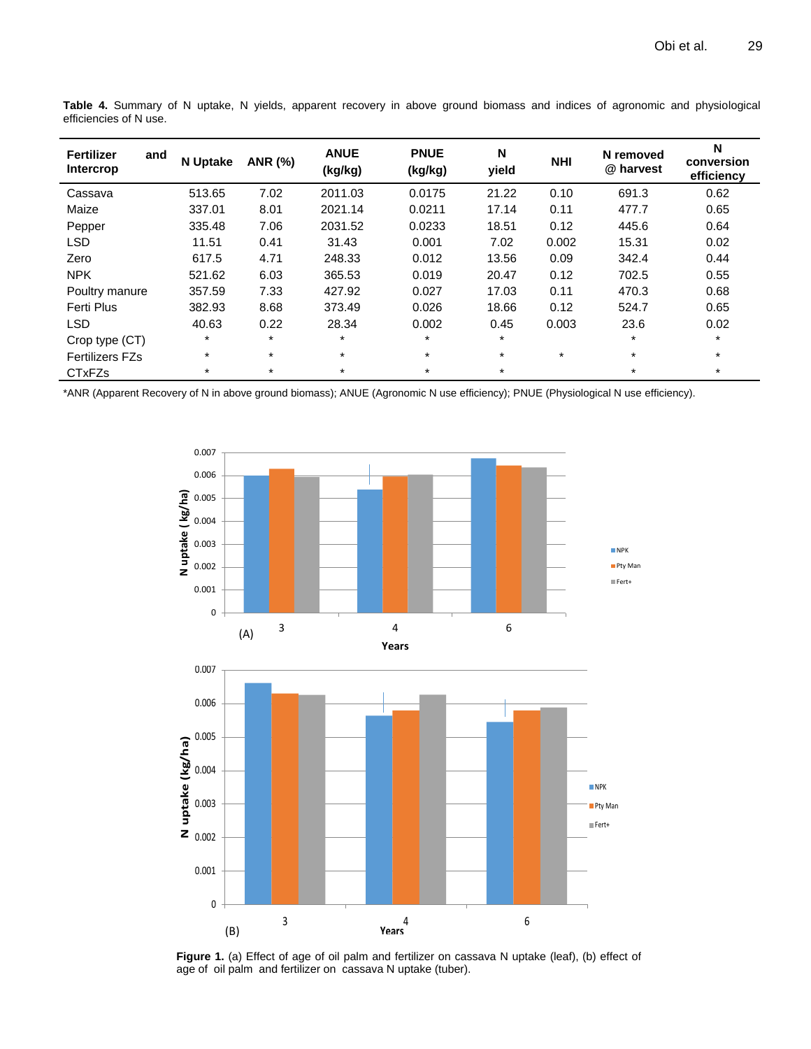**Table 4.** Summary of N uptake, N yields, apparent recovery in above ground biomass and indices of agronomic and physiological efficiencies of N use.

| Fertilizer and Intercrop | N Uptake | ANR (%) | ANUE (kg/kg) | PNUE (kg/kg) | N yield | NHI | N removed @ harvest | N conversion efficiency |
|---|---|---|---|---|---|---|---|---|
| Cassava | 513.65 | 7.02 | 2011.03 | 0.0175 | 21.22 | 0.10 | 691.3 | 0.62 |
| Maize | 337.01 | 8.01 | 2021.14 | 0.0211 | 17.14 | 0.11 | 477.7 | 0.65 |
| Pepper | 335.48 | 7.06 | 2031.52 | 0.0233 | 18.51 | 0.12 | 445.6 | 0.64 |
| LSD | 11.51 | 0.41 | 31.43 | 0.001 | 7.02 | 0.002 | 15.31 | 0.02 |
| Zero | 617.5 | 4.71 | 248.33 | 0.012 | 13.56 | 0.09 | 342.4 | 0.44 |
| NPK | 521.62 | 6.03 | 365.53 | 0.019 | 20.47 | 0.12 | 702.5 | 0.55 |
| Poultry manure | 357.59 | 7.33 | 427.92 | 0.027 | 17.03 | 0.11 | 470.3 | 0.68 |
| Ferti Plus | 382.93 | 8.68 | 373.49 | 0.026 | 18.66 | 0.12 | 524.7 | 0.65 |
| LSD | 40.63 | 0.22 | 28.34 | 0.002 | 0.45 | 0.003 | 23.6 | 0.02 |
| Crop type (CT) | * | * | * | * | * | | * | * |
| Fertilizers FZs | * | * | * | * | * | * | * | * |
| CTxFZs | * | * | * | * | * | | * | * |

*ANR (Apparent Recovery of N in above ground biomass); ANUE (Agronomic N use efficiency); PNUE (Physiological N use efficiency).

**Figure 1.** (a) Effect of age of oil palm and fertilizer on cassava N uptake (leaf), (b) effect of age of oil palm and fertilizer on cassava N uptake (tuber).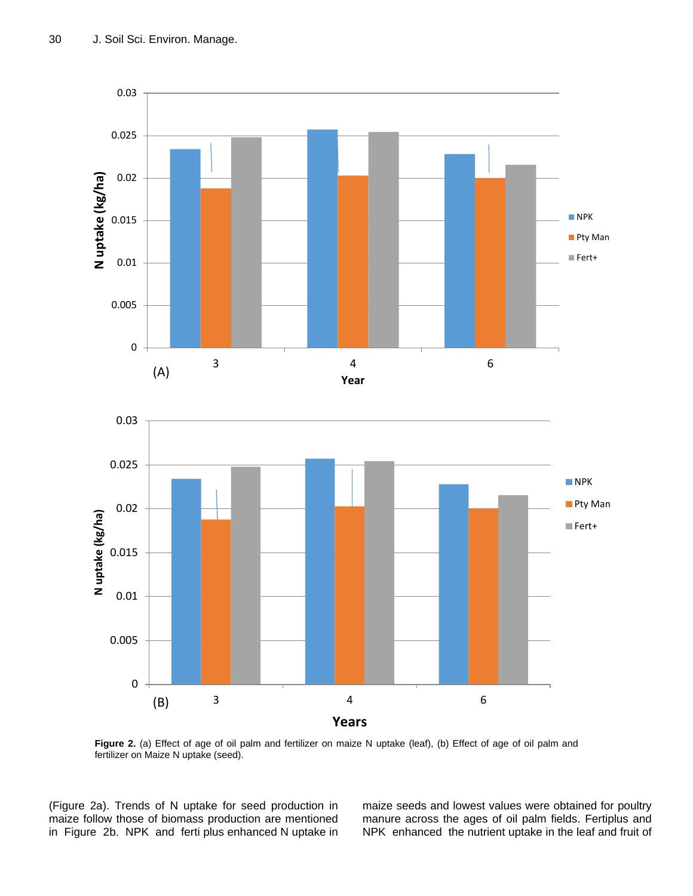**Figure 2.** (a) Effect of age of oil palm and fertilizer on maize N uptake (leaf), (b) Effect of age of oil palm and fertilizer on Maize N uptake (seed).

(Figure 2a). Trends of N uptake for seed production in maize follow those of biomass production are mentioned in Figure 2b. NPK and ferti plus enhanced N uptake in maize seeds and lowest values were obtained for poultry manure across the ages of oil palm fields. Fertiplus and NPK enhanced the nutrient uptake in the leaf and fruit of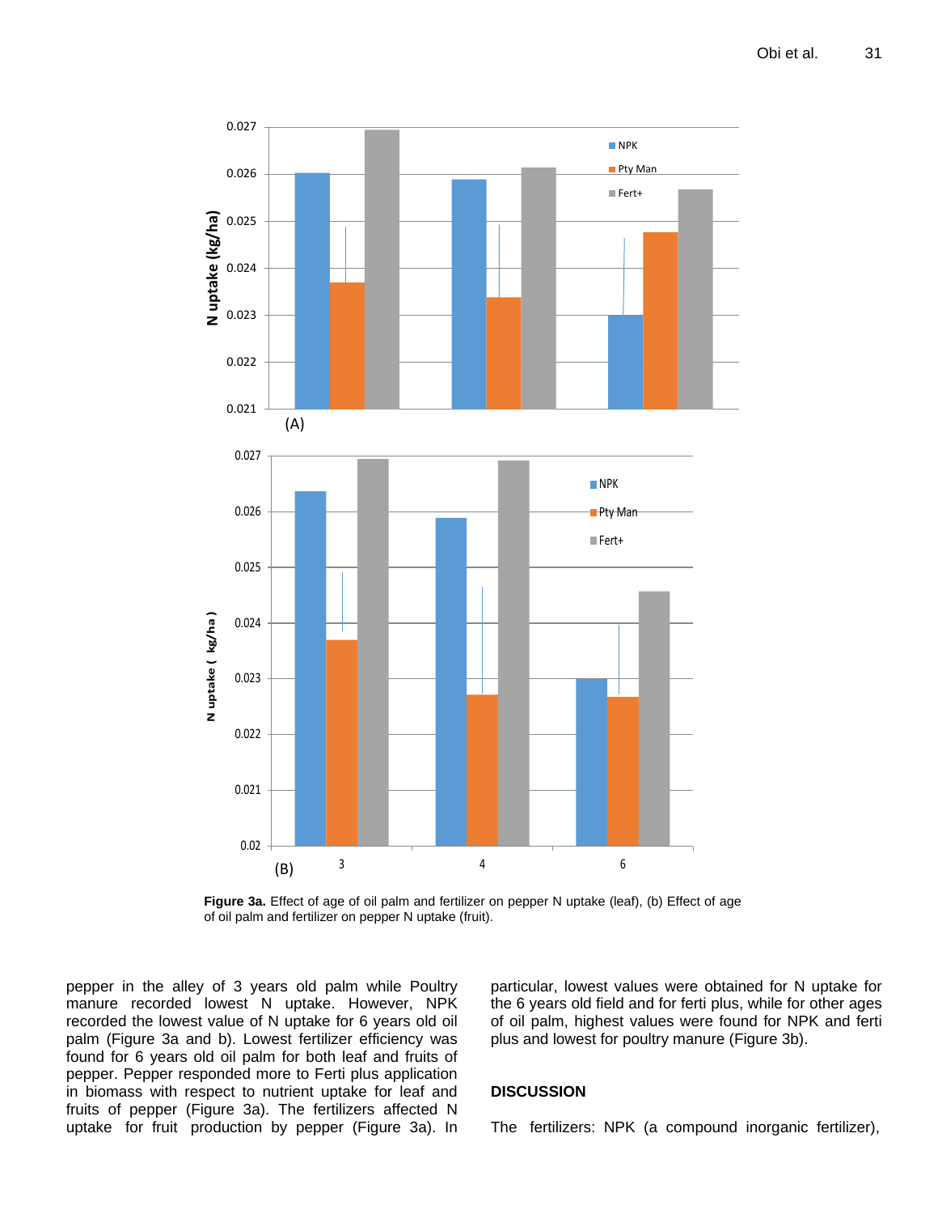**Figure 3a.** Effect of age of oil palm and fertilizer on pepper N uptake (leaf), (b) Effect of age of oil palm and fertilizer on pepper N uptake (fruit).

pepper in the alley of 3 years old palm while Poultry manure recorded lowest N uptake. However, NPK recorded the lowest value of N uptake for 6 years old oil palm (Figure 3a and b). Lowest fertilizer efficiency was found for 6 years old oil palm for both leaf and fruits of pepper. Pepper responded more to Ferti plus application in biomass with respect to nutrient uptake for leaf and fruits of pepper (Figure 3a). The fertilizers affected N uptake for fruit production by pepper (Figure 3a). In particular, lowest values were obtained for N uptake for the 6 years old field and for ferti plus, while for other ages of oil palm, highest values were found for NPK and ferti plus and lowest for poultry manure (Figure 3b).

## DISCUSSION

The fertilizers: NPK (a compound inorganic fertilizer),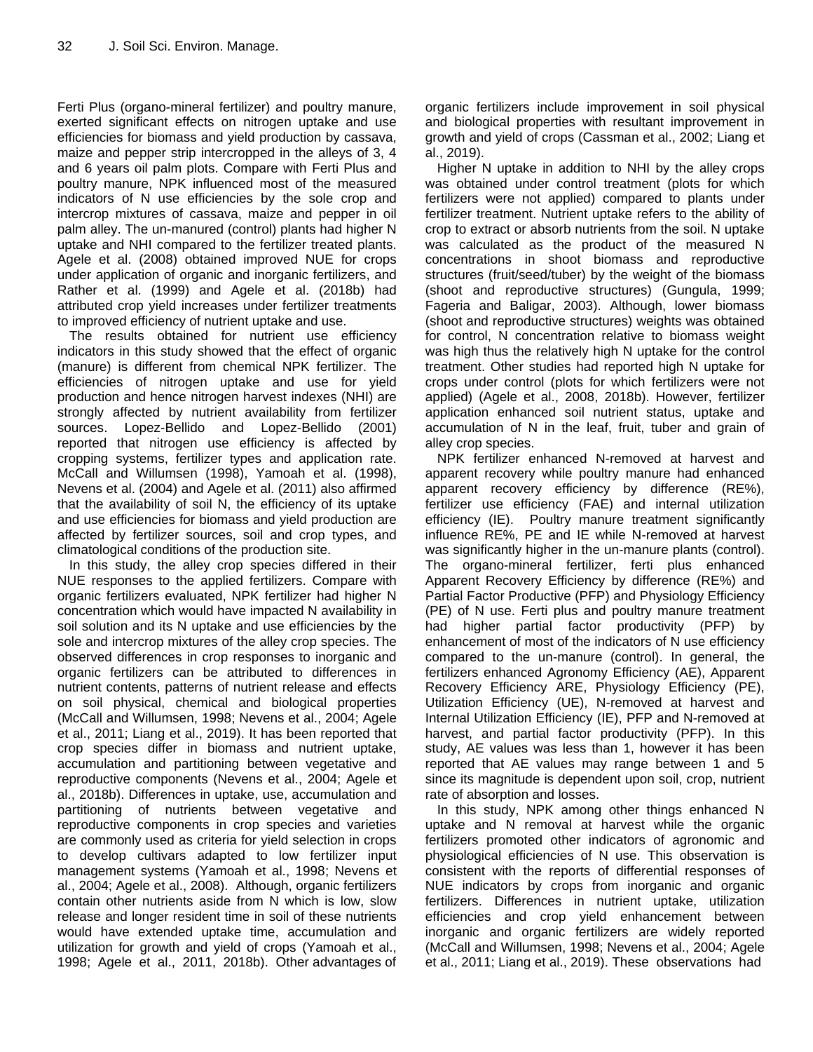Ferti Plus (organo-mineral fertilizer) and poultry manure, exerted significant effects on nitrogen uptake and use efficiencies for biomass and yield production by cassava, maize and pepper strip intercropped in the alleys of 3, 4 and 6 years oil palm plots. Compare with Ferti Plus and poultry manure, NPK influenced most of the measured indicators of N use efficiencies by the sole crop and intercrop mixtures of cassava, maize and pepper in oil palm alley. The un-manured (control) plants had higher N uptake and NHI compared to the fertilizer treated plants. Agele et al. (2008) obtained improved NUE for crops under application of organic and inorganic fertilizers, and Rather et al. (1999) and Agele et al. (2018b) had attributed crop yield increases under fertilizer treatments to improved efficiency of nutrient uptake and use.

The results obtained for nutrient use efficiency indicators in this study showed that the effect of organic (manure) is different from chemical NPK fertilizer. The efficiencies of nitrogen uptake and use for yield production and hence nitrogen harvest indexes (NHI) are strongly affected by nutrient availability from fertilizer sources. Lopez-Bellido and Lopez-Bellido (2001) reported that nitrogen use efficiency is affected by cropping systems, fertilizer types and application rate. McCall and Willumsen (1998), Yamoah et al. (1998), Nevens et al. (2004) and Agele et al. (2011) also affirmed that the availability of soil N, the efficiency of its uptake and use efficiencies for biomass and yield production are affected by fertilizer sources, soil and crop types, and climatological conditions of the production site.

In this study, the alley crop species differed in their NUE responses to the applied fertilizers. Compare with organic fertilizers evaluated, NPK fertilizer had higher N concentration which would have impacted N availability in soil solution and its N uptake and use efficiencies by the sole and intercrop mixtures of the alley crop species. The observed differences in crop responses to inorganic and organic fertilizers can be attributed to differences in nutrient contents, patterns of nutrient release and effects on soil physical, chemical and biological properties (McCall and Willumsen, 1998; Nevens et al., 2004; Agele et al., 2011; Liang et al., 2019). It has been reported that crop species differ in biomass and nutrient uptake, accumulation and partitioning between vegetative and reproductive components (Nevens et al., 2004; Agele et al., 2018b). Differences in uptake, use, accumulation and partitioning of nutrients between vegetative and reproductive components in crop species and varieties are commonly used as criteria for yield selection in crops to develop cultivars adapted to low fertilizer input management systems (Yamoah et al., 1998; Nevens et al., 2004; Agele et al., 2008). Although, organic fertilizers contain other nutrients aside from N which is low, slow release and longer resident time in soil of these nutrients would have extended uptake time, accumulation and utilization for growth and yield of crops (Yamoah et al., 1998; Agele et al., 2011, 2018b). Other advantages of organic fertilizers include improvement in soil physical and biological properties with resultant improvement in growth and yield of crops (Cassman et al., 2002; Liang et al., 2019).

Higher N uptake in addition to NHI by the alley crops was obtained under control treatment (plots for which fertilizers were not applied) compared to plants under fertilizer treatment. Nutrient uptake refers to the ability of crop to extract or absorb nutrients from the soil. N uptake was calculated as the product of the measured N concentrations in shoot biomass and reproductive structures (fruit/seed/tuber) by the weight of the biomass (shoot and reproductive structures) (Gungula, 1999; Fageria and Baligar, 2003). Although, lower biomass (shoot and reproductive structures) weights was obtained for control, N concentration relative to biomass weight was high thus the relatively high N uptake for the control treatment. Other studies had reported high N uptake for crops under control (plots for which fertilizers were not applied) (Agele et al., 2008, 2018b). However, fertilizer application enhanced soil nutrient status, uptake and accumulation of N in the leaf, fruit, tuber and grain of alley crop species.

NPK fertilizer enhanced N-removed at harvest and apparent recovery while poultry manure had enhanced apparent recovery efficiency by difference (RE%), fertilizer use efficiency (FAE) and internal utilization efficiency (IE). Poultry manure treatment significantly influence RE%, PE and IE while N-removed at harvest was significantly higher in the un-manure plants (control). The organo-mineral fertilizer, ferti plus enhanced Apparent Recovery Efficiency by difference (RE%) and Partial Factor Productive (PFP) and Physiology Efficiency (PE) of N use. Ferti plus and poultry manure treatment had higher partial factor productivity (PFP) by enhancement of most of the indicators of N use efficiency compared to the un-manure (control). In general, the fertilizers enhanced Agronomy Efficiency (AE), Apparent Recovery Efficiency ARE, Physiology Efficiency (PE), Utilization Efficiency (UE), N-removed at harvest and Internal Utilization Efficiency (IE), PFP and N-removed at harvest, and partial factor productivity (PFP). In this study, AE values was less than 1, however it has been reported that AE values may range between 1 and 5 since its magnitude is dependent upon soil, crop, nutrient rate of absorption and losses.

In this study, NPK among other things enhanced N uptake and N removal at harvest while the organic fertilizers promoted other indicators of agronomic and physiological efficiencies of N use. This observation is consistent with the reports of differential responses of NUE indicators by crops from inorganic and organic fertilizers. Differences in nutrient uptake, utilization efficiencies and crop yield enhancement between inorganic and organic fertilizers are widely reported (McCall and Willumsen, 1998; Nevens et al., 2004; Agele et al., 2011; Liang et al., 2019). These observations had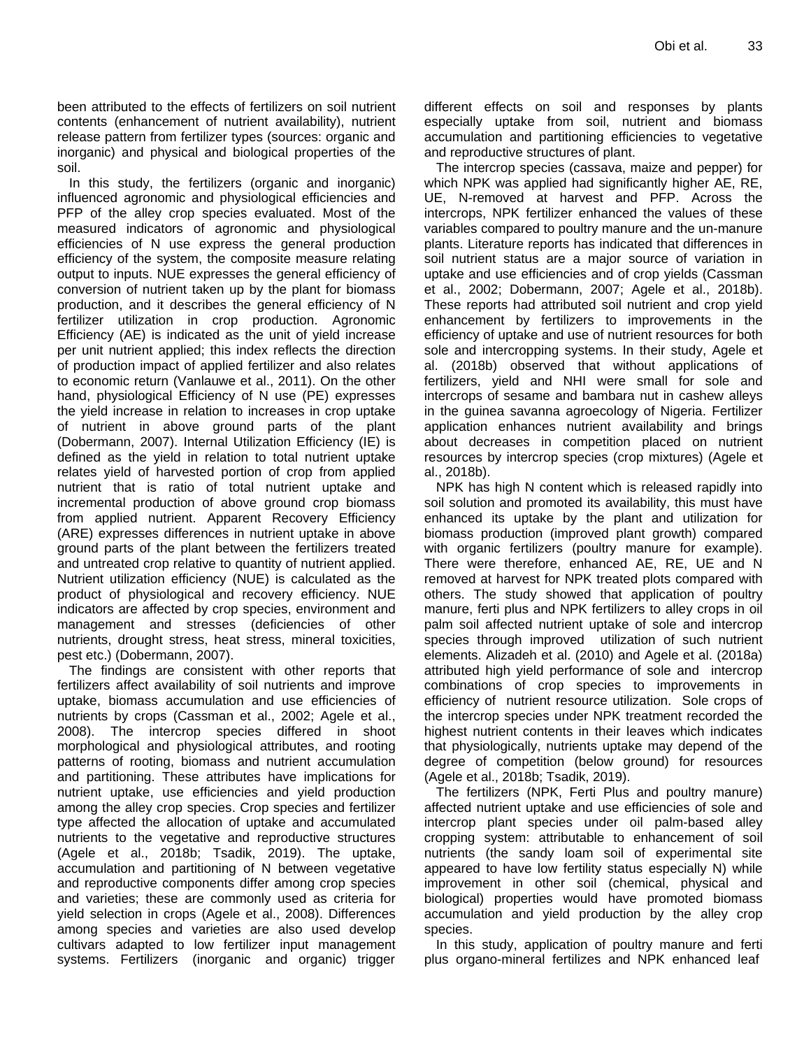been attributed to the effects of fertilizers on soil nutrient contents (enhancement of nutrient availability), nutrient release pattern from fertilizer types (sources: organic and inorganic) and physical and biological properties of the soil.

In this study, the fertilizers (organic and inorganic) influenced agronomic and physiological efficiencies and PFP of the alley crop species evaluated. Most of the measured indicators of agronomic and physiological efficiencies of N use express the general production efficiency of the system, the composite measure relating output to inputs. NUE expresses the general efficiency of conversion of nutrient taken up by the plant for biomass production, and it describes the general efficiency of N fertilizer utilization in crop production. Agronomic Efficiency (AE) is indicated as the unit of yield increase per unit nutrient applied; this index reflects the direction of production impact of applied fertilizer and also relates to economic return (Vanlauwe et al., 2011). On the other hand, physiological Efficiency of N use (PE) expresses the yield increase in relation to increases in crop uptake of nutrient in above ground parts of the plant (Dobermann, 2007). Internal Utilization Efficiency (IE) is defined as the yield in relation to total nutrient uptake relates yield of harvested portion of crop from applied nutrient that is ratio of total nutrient uptake and incremental production of above ground crop biomass from applied nutrient. Apparent Recovery Efficiency (ARE) expresses differences in nutrient uptake in above ground parts of the plant between the fertilizers treated and untreated crop relative to quantity of nutrient applied. Nutrient utilization efficiency (NUE) is calculated as the product of physiological and recovery efficiency. NUE indicators are affected by crop species, environment and management and stresses (deficiencies of other nutrients, drought stress, heat stress, mineral toxicities, pest etc.) (Dobermann, 2007).

The findings are consistent with other reports that fertilizers affect availability of soil nutrients and improve uptake, biomass accumulation and use efficiencies of nutrients by crops (Cassman et al., 2002; Agele et al., 2008). The intercrop species differed in shoot morphological and physiological attributes, and rooting patterns of rooting, biomass and nutrient accumulation and partitioning. These attributes have implications for nutrient uptake, use efficiencies and yield production among the alley crop species. Crop species and fertilizer type affected the allocation of uptake and accumulated nutrients to the vegetative and reproductive structures (Agele et al., 2018b; Tsadik, 2019). The uptake, accumulation and partitioning of N between vegetative and reproductive components differ among crop species and varieties; these are commonly used as criteria for yield selection in crops (Agele et al., 2008). Differences among species and varieties are also used develop cultivars adapted to low fertilizer input management systems. Fertilizers (inorganic and organic) trigger different effects on soil and responses by plants especially uptake from soil, nutrient and biomass accumulation and partitioning efficiencies to vegetative and reproductive structures of plant.

The intercrop species (cassava, maize and pepper) for which NPK was applied had significantly higher AE, RE, UE, N-removed at harvest and PFP. Across the intercrops, NPK fertilizer enhanced the values of these variables compared to poultry manure and the un-manure plants. Literature reports has indicated that differences in soil nutrient status are a major source of variation in uptake and use efficiencies and of crop yields (Cassman et al., 2002; Dobermann, 2007; Agele et al., 2018b). These reports had attributed soil nutrient and crop yield enhancement by fertilizers to improvements in the efficiency of uptake and use of nutrient resources for both sole and intercropping systems. In their study, Agele et al. (2018b) observed that without applications of fertilizers, yield and NHI were small for sole and intercrops of sesame and bambara nut in cashew alleys in the guinea savanna agroecology of Nigeria. Fertilizer application enhances nutrient availability and brings about decreases in competition placed on nutrient resources by intercrop species (crop mixtures) (Agele et al., 2018b).

NPK has high N content which is released rapidly into soil solution and promoted its availability, this must have enhanced its uptake by the plant and utilization for biomass production (improved plant growth) compared with organic fertilizers (poultry manure for example). There were therefore, enhanced AE, RE, UE and N removed at harvest for NPK treated plots compared with others. The study showed that application of poultry manure, ferti plus and NPK fertilizers to alley crops in oil palm soil affected nutrient uptake of sole and intercrop species through improved utilization of such nutrient elements. Alizadeh et al. (2010) and Agele et al. (2018a) attributed high yield performance of sole and intercrop combinations of crop species to improvements in efficiency of nutrient resource utilization. Sole crops of the intercrop species under NPK treatment recorded the highest nutrient contents in their leaves which indicates that physiologically, nutrients uptake may depend of the degree of competition (below ground) for resources (Agele et al., 2018b; Tsadik, 2019).

The fertilizers (NPK, Ferti Plus and poultry manure) affected nutrient uptake and use efficiencies of sole and intercrop plant species under oil palm-based alley cropping system: attributable to enhancement of soil nutrients (the sandy loam soil of experimental site appeared to have low fertility status especially N) while improvement in other soil (chemical, physical and biological) properties would have promoted biomass accumulation and yield production by the alley crop species.

In this study, application of poultry manure and ferti plus organo-mineral fertilizes and NPK enhanced leaf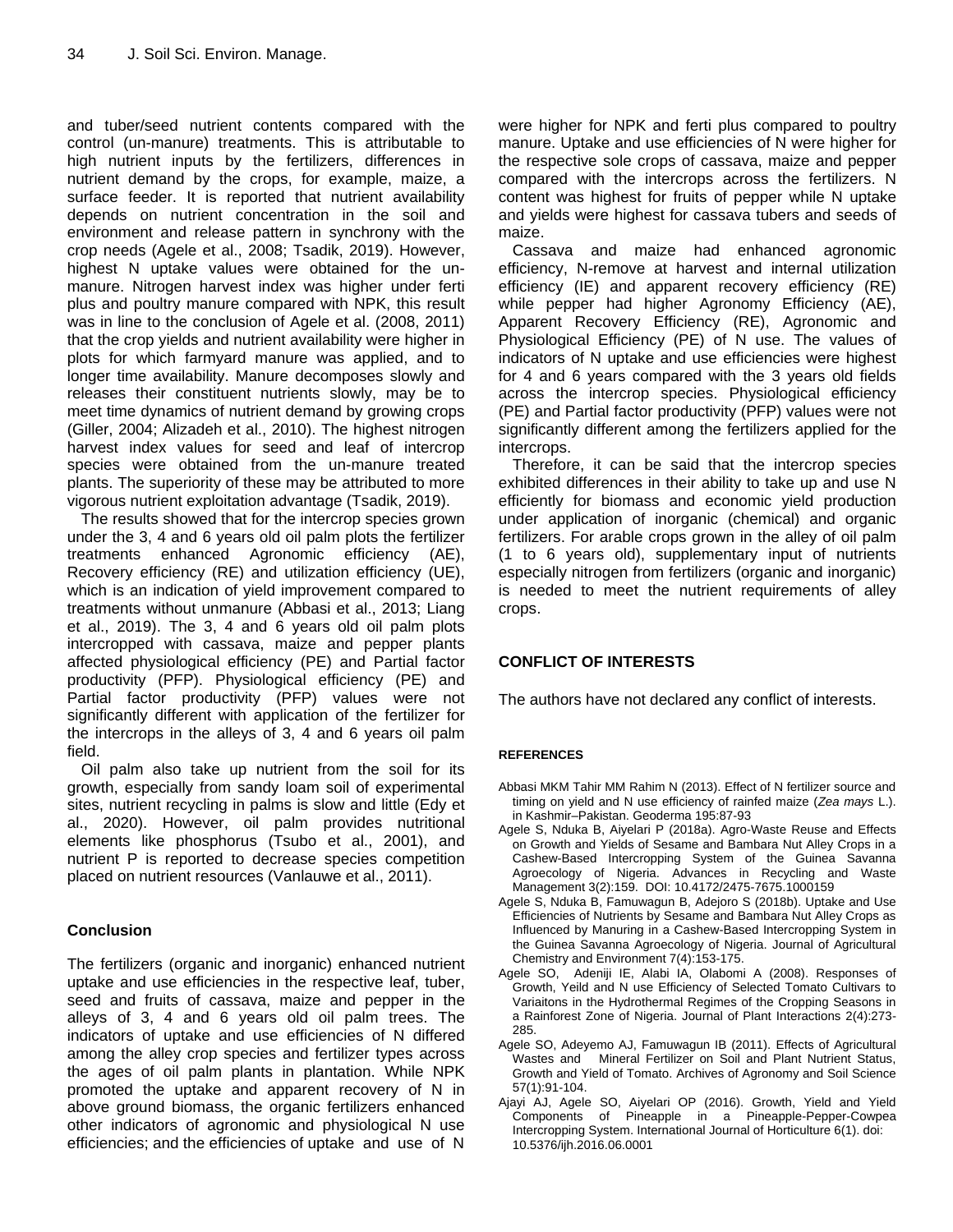and tuber/seed nutrient contents compared with the control (un-manure) treatments. This is attributable to high nutrient inputs by the fertilizers, differences in nutrient demand by the crops, for example, maize, a surface feeder. It is reported that nutrient availability depends on nutrient concentration in the soil and environment and release pattern in synchrony with the crop needs (Agele et al., 2008; Tsadik, 2019). However, highest N uptake values were obtained for the un-manure. Nitrogen harvest index was higher under ferti plus and poultry manure compared with NPK, this result was in line to the conclusion of Agele et al. (2008, 2011) that the crop yields and nutrient availability were higher in plots for which farmyard manure was applied, and to longer time availability. Manure decomposes slowly and releases their constituent nutrients slowly, may be to meet time dynamics of nutrient demand by growing crops (Giller, 2004; Alizadeh et al., 2010). The highest nitrogen harvest index values for seed and leaf of intercrop species were obtained from the un-manure treated plants. The superiority of these may be attributed to more vigorous nutrient exploitation advantage (Tsadik, 2019).

The results showed that for the intercrop species grown under the 3, 4 and 6 years old oil palm plots the fertilizer treatments enhanced Agronomic efficiency (AE), Recovery efficiency (RE) and utilization efficiency (UE), which is an indication of yield improvement compared to treatments without unmanure (Abbasi et al., 2013; Liang et al., 2019). The 3, 4 and 6 years old oil palm plots intercropped with cassava, maize and pepper plants affected physiological efficiency (PE) and Partial factor productivity (PFP). Physiological efficiency (PE) and Partial factor productivity (PFP) values were not significantly different with application of the fertilizer for the intercrops in the alleys of 3, 4 and 6 years oil palm field.

Oil palm also take up nutrient from the soil for its growth, especially from sandy loam soil of experimental sites, nutrient recycling in palms is slow and little (Edy et al., 2020). However, oil palm provides nutritional elements like phosphorus (Tsubo et al., 2001), and nutrient P is reported to decrease species competition placed on nutrient resources (Vanlauwe et al., 2011).

## Conclusion

The fertilizers (organic and inorganic) enhanced nutrient uptake and use efficiencies in the respective leaf, tuber, seed and fruits of cassava, maize and pepper in the alleys of 3, 4 and 6 years old oil palm trees. The indicators of uptake and use efficiencies of N differed among the alley crop species and fertilizer types across the ages of oil palm plants in plantation. While NPK promoted the uptake and apparent recovery of N in above ground biomass, the organic fertilizers enhanced other indicators of agronomic and physiological N use efficiencies; and the efficiencies of uptake and use of N were higher for NPK and ferti plus compared to poultry manure. Uptake and use efficiencies of N were higher for the respective sole crops of cassava, maize and pepper compared with the intercrops across the fertilizers. N content was highest for fruits of pepper while N uptake and yields were highest for cassava tubers and seeds of maize.

Cassava and maize had enhanced agronomic efficiency, N-remove at harvest and internal utilization efficiency (IE) and apparent recovery efficiency (RE) while pepper had higher Agronomy Efficiency (AE), Apparent Recovery Efficiency (RE), Agronomic and Physiological Efficiency (PE) of N use. The values of indicators of N uptake and use efficiencies were highest for 4 and 6 years compared with the 3 years old fields across the intercrop species. Physiological efficiency (PE) and Partial factor productivity (PFP) values were not significantly different among the fertilizers applied for the intercrops.

Therefore, it can be said that the intercrop species exhibited differences in their ability to take up and use N efficiently for biomass and economic yield production under application of inorganic (chemical) and organic fertilizers. For arable crops grown in the alley of oil palm (1 to 6 years old), supplementary input of nutrients especially nitrogen from fertilizers (organic and inorganic) is needed to meet the nutrient requirements of alley crops.

## CONFLICT OF INTERESTS

The authors have not declared any conflict of interests.

## REFERENCES

Abbasi MKM Tahir MM Rahim N (2013). Effect of N fertilizer source and timing on yield and N use efficiency of rainfed maize (*Zea mays* L.). in Kashmir–Pakistan. Geoderma 195:87-93

Agele S, Nduka B, Aiyelari P (2018a). Agro-Waste Reuse and Effects on Growth and Yields of Sesame and Bambara Nut Alley Crops in a Cashew-Based Intercropping System of the Guinea Savanna Agroecology of Nigeria. Advances in Recycling and Waste Management 3(2):159. DOI: 10.4172/2475-7675.1000159

Agele S, Nduka B, Famuwagun B, Adejoro S (2018b). Uptake and Use Efficiencies of Nutrients by Sesame and Bambara Nut Alley Crops as Influenced by Manuring in a Cashew-Based Intercropping System in the Guinea Savanna Agroecology of Nigeria. Journal of Agricultural Chemistry and Environment 7(4):153-175.

Agele SO, Adeniji IE, Alabi IA, Olabomi A (2008). Responses of Growth, Yeild and N use Efficiency of Selected Tomato Cultivars to Variaitons in the Hydrothermal Regimes of the Cropping Seasons in a Rainforest Zone of Nigeria. Journal of Plant Interactions 2(4):273-285.

Agele SO, Adeyemo AJ, Famuwagun IB (2011). Effects of Agricultural Wastes and Mineral Fertilizer on Soil and Plant Nutrient Status, Growth and Yield of Tomato. Archives of Agronomy and Soil Science 57(1):91-104.

Ajayi AJ, Agele SO, Aiyelari OP (2016). Growth, Yield and Yield Components of Pineapple in a Pineapple-Pepper-Cowpea Intercropping System. International Journal of Horticulture 6(1). doi: 10.5376/ijh.2016.06.0001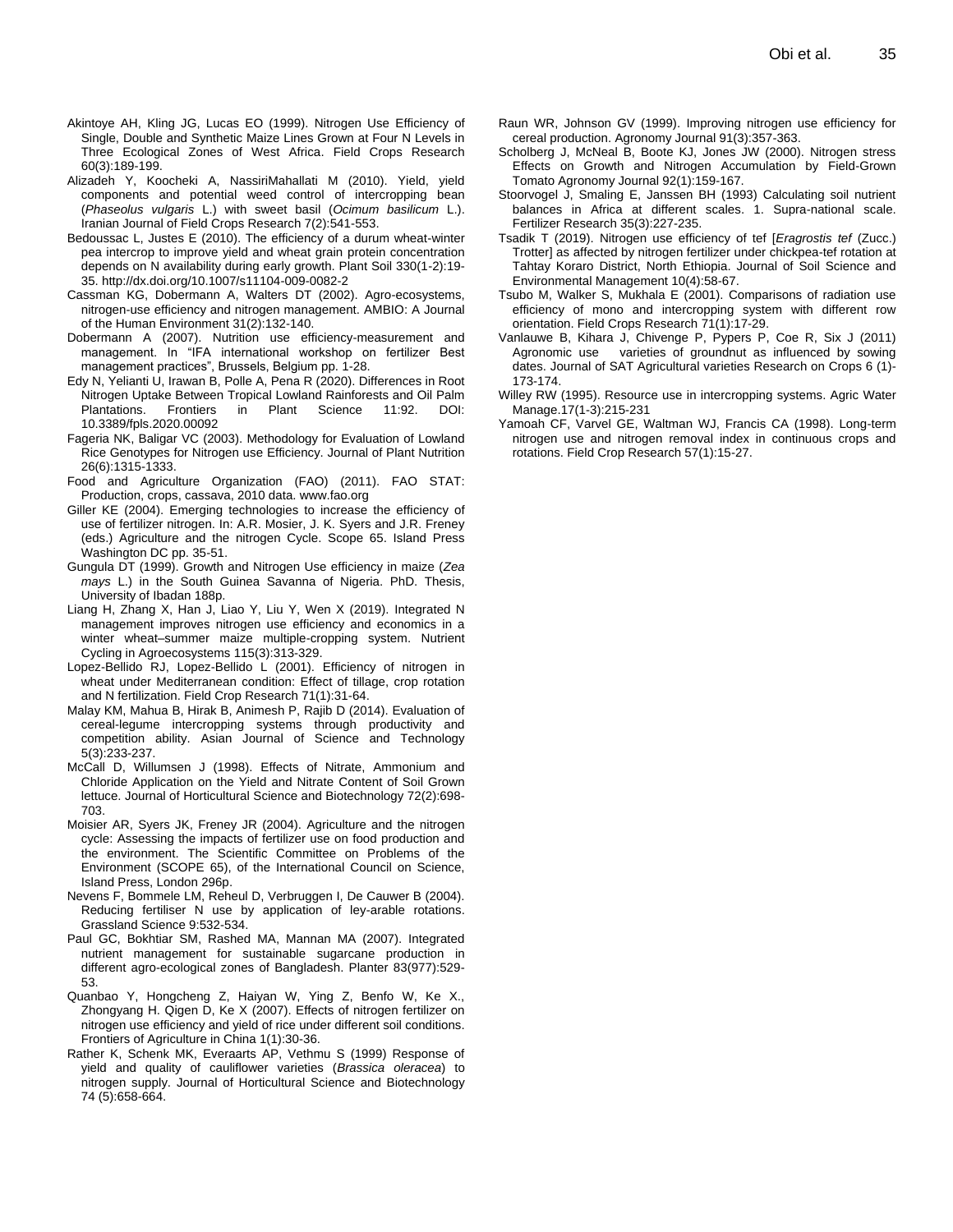Akintoye AH, Kling JG, Lucas EO (1999). Nitrogen Use Efficiency of Single, Double and Synthetic Maize Lines Grown at Four N Levels in Three Ecological Zones of West Africa. Field Crops Research 60(3):189-199.

Alizadeh Y, Koocheki A, NassiriMahallati M (2010). Yield, yield components and potential weed control of intercropping bean (*Phaseolus vulgaris* L.) with sweet basil (*Ocimum basilicum* L.). Iranian Journal of Field Crops Research 7(2):541-553.

Bedoussac L, Justes E (2010). The efficiency of a durum wheat-winter pea intercrop to improve yield and wheat grain protein concentration depends on N availability during early growth. Plant Soil 330(1-2):19-35. http://dx.doi.org/10.1007/s11104-009-0082-2

Cassman KG, Dobermann A, Walters DT (2002). Agro-ecosystems, nitrogen-use efficiency and nitrogen management. AMBIO: A Journal of the Human Environment 31(2):132-140.

Dobermann A (2007). Nutrition use efficiency-measurement and management. In "IFA international workshop on fertilizer Best management practices", Brussels, Belgium pp. 1-28.

Edy N, Yelianti U, Irawan B, Polle A, Pena R (2020). Differences in Root Nitrogen Uptake Between Tropical Lowland Rainforests and Oil Palm Plantations. Frontiers in Plant Science 11:92. DOI: 10.3389/fpls.2020.00092

Fageria NK, Baligar VC (2003). Methodology for Evaluation of Lowland Rice Genotypes for Nitrogen use Efficiency. Journal of Plant Nutrition 26(6):1315-1333.

Food and Agriculture Organization (FAO) (2011). FAO STAT: Production, crops, cassava, 2010 data. www.fao.org

Giller KE (2004). Emerging technologies to increase the efficiency of use of fertilizer nitrogen. In: A.R. Mosier, J. K. Syers and J.R. Freney (eds.) Agriculture and the nitrogen Cycle. Scope 65. Island Press Washington DC pp. 35-51.

Gungula DT (1999). Growth and Nitrogen Use efficiency in maize (*Zea mays* L.) in the South Guinea Savanna of Nigeria. PhD. Thesis, University of Ibadan 188p.

Liang H, Zhang X, Han J, Liao Y, Liu Y, Wen X (2019). Integrated N management improves nitrogen use efficiency and economics in a winter wheat–summer maize multiple-cropping system. Nutrient Cycling in Agroecosystems 115(3):313-329.

Lopez-Bellido RJ, Lopez-Bellido L (2001). Efficiency of nitrogen in wheat under Mediterranean condition: Effect of tillage, crop rotation and N fertilization. Field Crop Research 71(1):31-64.

Malay KM, Mahua B, Hirak B, Animesh P, Rajib D (2014). Evaluation of cereal-legume intercropping systems through productivity and competition ability. Asian Journal of Science and Technology 5(3):233-237.

McCall D, Willumsen J (1998). Effects of Nitrate, Ammonium and Chloride Application on the Yield and Nitrate Content of Soil Grown lettuce. Journal of Horticultural Science and Biotechnology 72(2):698-703.

Moisier AR, Syers JK, Freney JR (2004). Agriculture and the nitrogen cycle: Assessing the impacts of fertilizer use on food production and the environment. The Scientific Committee on Problems of the Environment (SCOPE 65), of the International Council on Science, Island Press, London 296p.

Nevens F, Bommele LM, Reheul D, Verbruggen I, De Cauwer B (2004). Reducing fertiliser N use by application of ley-arable rotations. Grassland Science 9:532-534.

Paul GC, Bokhtiar SM, Rashed MA, Mannan MA (2007). Integrated nutrient management for sustainable sugarcane production in different agro-ecological zones of Bangladesh. Planter 83(977):529-53.

Quanbao Y, Hongcheng Z, Haiyan W, Ying Z, Benfo W, Ke X., Zhongyang H. Qigen D, Ke X (2007). Effects of nitrogen fertilizer on nitrogen use efficiency and yield of rice under different soil conditions. Frontiers of Agriculture in China 1(1):30-36.

Rather K, Schenk MK, Everaarts AP, Vethmu S (1999) Response of yield and quality of cauliflower varieties (*Brassica oleracea*) to nitrogen supply. Journal of Horticultural Science and Biotechnology 74 (5):658-664.

Raun WR, Johnson GV (1999). Improving nitrogen use efficiency for cereal production. Agronomy Journal 91(3):357-363.

Scholberg J, McNeal B, Boote KJ, Jones JW (2000). Nitrogen stress Effects on Growth and Nitrogen Accumulation by Field-Grown Tomato Agronomy Journal 92(1):159-167.

Stoorvogel J, Smaling E, Janssen BH (1993) Calculating soil nutrient balances in Africa at different scales. 1. Supra-national scale. Fertilizer Research 35(3):227-235.

Tsadik T (2019). Nitrogen use efficiency of tef [*Eragrostis tef* (Zucc.) Trotter] as affected by nitrogen fertilizer under chickpea-tef rotation at Tahtay Koraro District, North Ethiopia. Journal of Soil Science and Environmental Management 10(4):58-67.

Tsubo M, Walker S, Mukhala E (2001). Comparisons of radiation use efficiency of mono and intercropping system with different row orientation. Field Crops Research 71(1):17-29.

Vanlauwe B, Kihara J, Chivenge P, Pypers P, Coe R, Six J (2011) Agronomic use varieties of groundnut as influenced by sowing dates. Journal of SAT Agricultural varieties Research on Crops 6 (1)-173-174.

Willey RW (1995). Resource use in intercropping systems. Agric Water Manage.17(1-3):215-231

Yamoah CF, Varvel GE, Waltman WJ, Francis CA (1998). Long-term nitrogen use and nitrogen removal index in continuous crops and rotations. Field Crop Research 57(1):15-27.